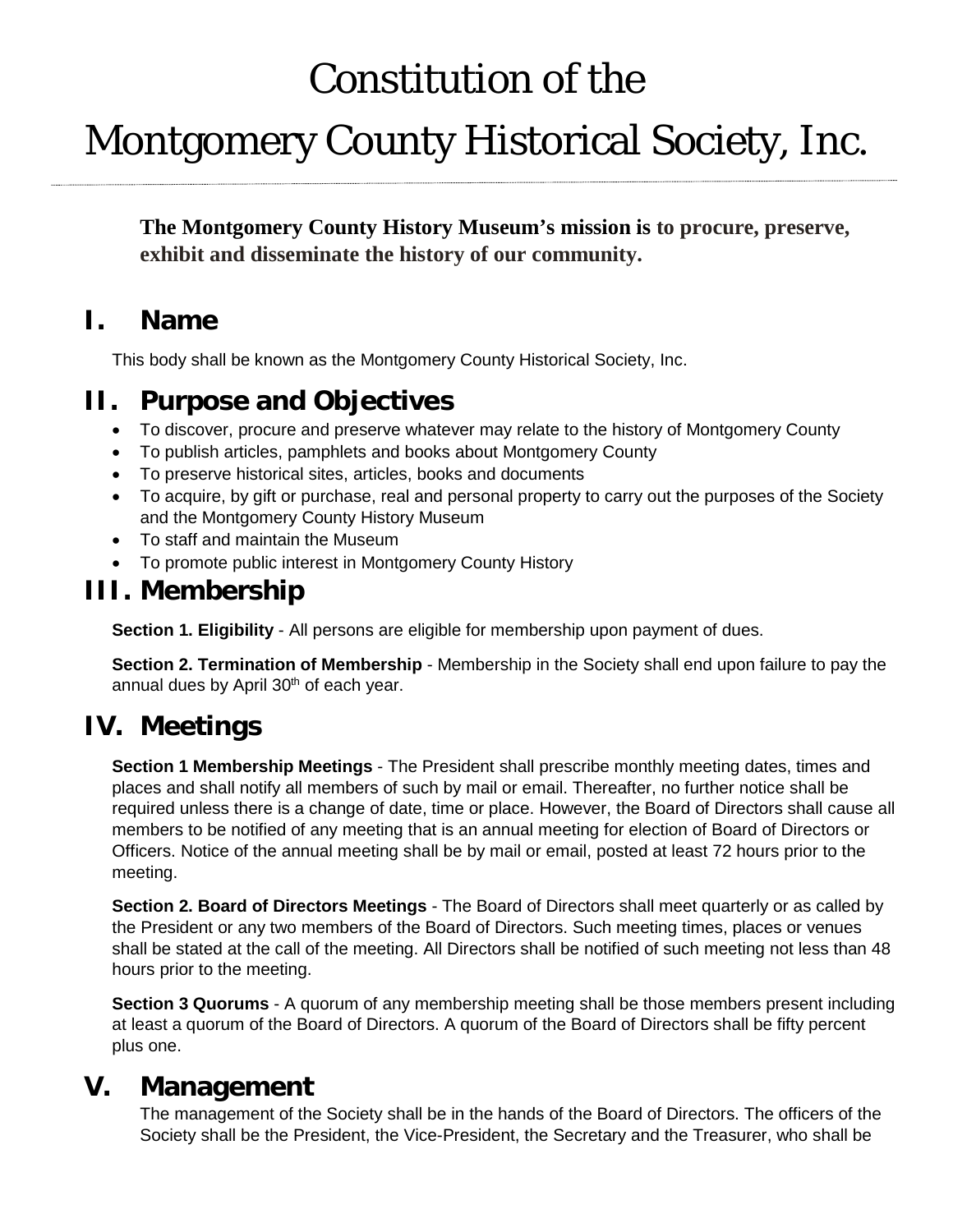# Constitution of the Montgomery County Historical Society, Inc.

**The Montgomery County History Museum's mission is to procure, preserve, exhibit and disseminate the history of our community.**

## I. Name

This body shall be known as the Montgomery County Historical Society, Inc.

## II. Purpose and Objectives

- To discover, procure and preserve whatever may relate to the history of Montgomery County
- To publish articles, pamphlets and books about Montgomery County
- To preserve historical sites, articles, books and documents
- To acquire, by gift or purchase, real and personal property to carry out the purposes of the Society and the Montgomery County History Museum
- To staff and maintain the Museum
- To promote public interest in Montgomery County History

## III. Membership

**Section 1. Eligibility** - All persons are eligible for membership upon payment of dues.

**Section 2. Termination of Membership** - Membership in the Society shall end upon failure to pay the annual dues by April 30th of each year.

## IV. Meetings

**Section 1 Membership Meetings** - The President shall prescribe monthly meeting dates, times and places and shall notify all members of such by mail or email. Thereafter, no further notice shall be required unless there is a change of date, time or place. However, the Board of Directors shall cause all members to be notified of any meeting that is an annual meeting for election of Board of Directors or Officers. Notice of the annual meeting shall be by mail or email, posted at least 72 hours prior to the meeting.

**Section 2. Board of Directors Meetings** - The Board of Directors shall meet quarterly or as called by the President or any two members of the Board of Directors. Such meeting times, places or venues shall be stated at the call of the meeting. All Directors shall be notified of such meeting not less than 48 hours prior to the meeting.

**Section 3 Quorums** - A quorum of any membership meeting shall be those members present including at least a quorum of the Board of Directors. A quorum of the Board of Directors shall be fifty percent plus one.

## V. Management

The management of the Society shall be in the hands of the Board of Directors. The officers of the Society shall be the President, the Vice-President, the Secretary and the Treasurer, who shall be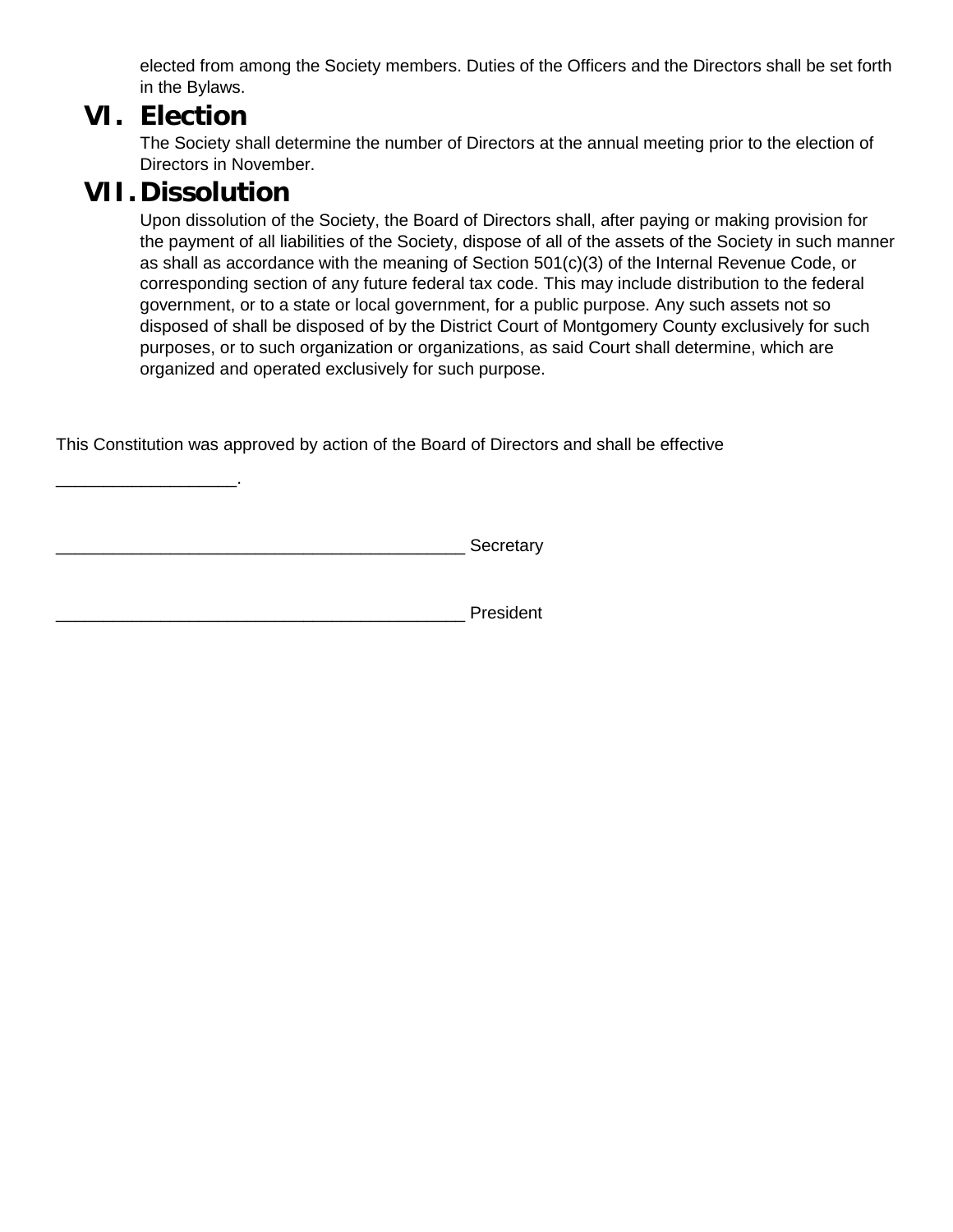elected from among the Society members. Duties of the Officers and the Directors shall be set forth in the Bylaws.

# VI. Election

The Society shall determine the number of Directors at the annual meeting prior to the election of Directors in November.

# VII. Dissolution

Upon dissolution of the Society, the Board of Directors shall, after paying or making provision for the payment of all liabilities of the Society, dispose of all of the assets of the Society in such manner as shall as accordance with the meaning of Section 501(c)(3) of the Internal Revenue Code, or corresponding section of any future federal tax code. This may include distribution to the federal government, or to a state or local government, for a public purpose. Any such assets not so disposed of shall be disposed of by the District Court of Montgomery County exclusively for such purposes, or to such organization or organizations, as said Court shall determine, which are organized and operated exclusively for such purpose.

This Constitution was approved by action of the Board of Directors and shall be effective

__________________.

____________________________________________ Secretary

____________________________________________ President